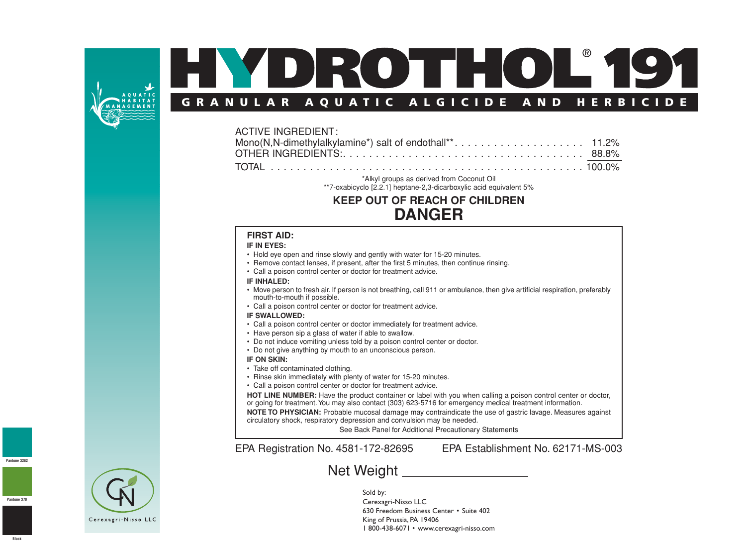# HYDROTHOL® 191

## GRANULAR AQUATIC ALGICIDE AND HERBICIDE

AQUATIC HABITAT MANAGEMENT

| ACTIVE INGREDIENT: | |
|---|---|
| Mono(N,N-dimethylalkylamine*) salt of endothall** | 11.2% |
| OTHER INGREDIENTS: | 88.8% |
| TOTAL | 100.0% |

*Alkyl groups as derived from Coconut Oil

**7-oxabicyclo [2.2.1] heptane-2,3-dicarboxylic acid equivalent 5%

**KEEP OUT OF REACH OF CHILDREN**

**DANGER**

**FIRST AID:**

**IF IN EYES:**

- Hold eye open and rinse slowly and gently with water for 15-20 minutes.
- Remove contact lenses, if present, after the first 5 minutes, then continue rinsing.
- Call a poison control center or doctor for treatment advice.

**IF INHALED:**

- Move person to fresh air. If person is not breathing, call 911 or ambulance, then give artificial respiration, preferably mouth-to-mouth if possible.
- Call a poison control center or doctor for treatment advice.

**IF SWALLOWED:**

- Call a poison control center or doctor immediately for treatment advice.
- Have person sip a glass of water if able to swallow.
- Do not induce vomiting unless told by a poison control center or doctor.
- Do not give anything by mouth to an unconscious person.

**IF ON SKIN:**

- Take off contaminated clothing.
- Rinse skin immediately with plenty of water for 15-20 minutes.
- Call a poison control center or doctor for treatment advice.

**HOT LINE NUMBER:** Have the product container or label with you when calling a poison control center or doctor, or going for treatment. You may also contact (303) 623-5716 for emergency medical treatment information.

**NOTE TO PHYSICIAN:** Probable mucosal damage may contraindicate the use of gastric lavage. Measures against circulatory shock, respiratory depression and convulsion may be needed.

See Back Panel for Additional Precautionary Statements

EPA Registration No. 4581-172-82695 EPA Establishment No. 62171-MS-003

Net Weight ________________

Sold by:
Cerexagri-Nisso LLC
630 Freedom Business Center • Suite 402
King of Prussia, PA 19406
1 800-438-6071 • www.cerexagri-nisso.com

Cerexagri-Nisso LLC

Pantone 3282

Pantone 370

Black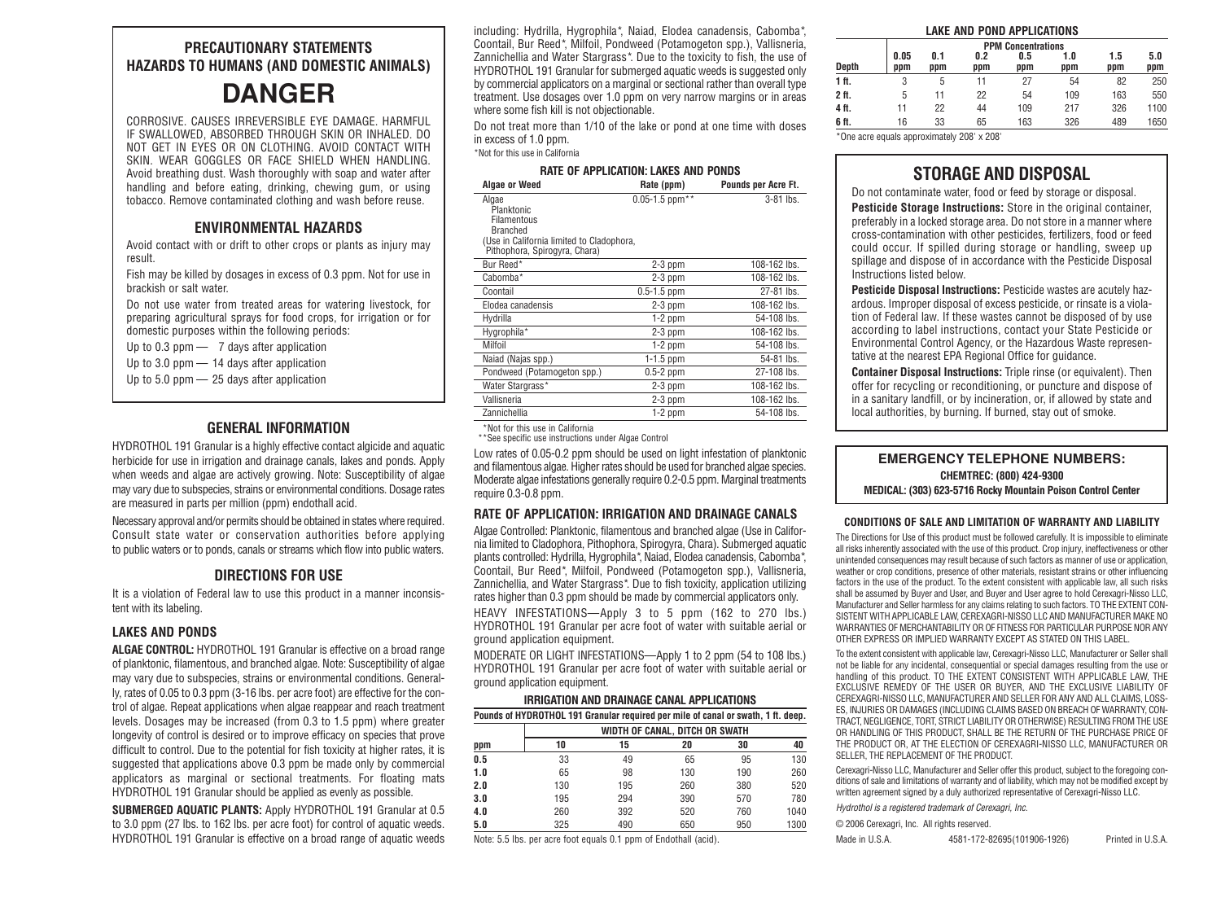## PRECAUTIONARY STATEMENTS
## HAZARDS TO HUMANS (AND DOMESTIC ANIMALS)

# DANGER

CORROSIVE. CAUSES IRREVERSIBLE EYE DAMAGE. HARMFUL IF SWALLOWED, ABSORBED THROUGH SKIN OR INHALED. DO NOT GET IN EYES OR ON CLOTHING. AVOID CONTACT WITH SKIN. WEAR GOGGLES OR FACE SHIELD WHEN HANDLING. Avoid breathing dust. Wash thoroughly with soap and water after handling and before eating, drinking, chewing gum, or using tobacco. Remove contaminated clothing and wash before reuse.

## ENVIRONMENTAL HAZARDS

Avoid contact with or drift to other crops or plants as injury may result.

Fish may be killed by dosages in excess of 0.3 ppm. Not for use in brackish or salt water.

Do not use water from treated areas for watering livestock, for preparing agricultural sprays for food crops, for irrigation or for domestic purposes within the following periods:

Up to 0.3 ppm — 7 days after application

Up to 3.0 ppm — 14 days after application

Up to 5.0 ppm — 25 days after application

## GENERAL INFORMATION

HYDROTHOL 191 Granular is a highly effective contact algicide and aquatic herbicide for use in irrigation and drainage canals, lakes and ponds. Apply when weeds and algae are actively growing. Note: Susceptibility of algae may vary due to subspecies, strains or environmental conditions. Dosage rates are measured in parts per million (ppm) endothall acid.

Necessary approval and/or permits should be obtained in states where required. Consult state water or conservation authorities before applying to public waters or to ponds, canals or streams which flow into public waters.

## DIRECTIONS FOR USE

It is a violation of Federal law to use this product in a manner inconsistent with its labeling.

### LAKES AND PONDS

**ALGAE CONTROL:** HYDROTHOL 191 Granular is effective on a broad range of planktonic, filamentous, and branched algae. Note: Susceptibility of algae may vary due to subspecies, strains or environmental conditions. Generally, rates of 0.05 to 0.3 ppm (3-16 lbs. per acre foot) are effective for the control of algae. Repeat applications when algae reappear and reach treatment levels. Dosages may be increased (from 0.3 to 1.5 ppm) where greater longevity of control is desired or to improve efficacy on species that prove difficult to control. Due to the potential for fish toxicity at higher rates, it is suggested that applications above 0.3 ppm be made only by commercial applicators as marginal or sectional treatments. For floating mats HYDROTHOL 191 Granular should be applied as evenly as possible.

**SUBMERGED AQUATIC PLANTS:** Apply HYDROTHOL 191 Granular at 0.5 to 3.0 ppm (27 lbs. to 162 lbs. per acre foot) for control of aquatic weeds. HYDROTHOL 191 Granular is effective on a broad range of aquatic weeds including: Hydrilla, Hygrophila*, Naiad, Elodea canadensis, Cabomba*, Coontail, Bur Reed*, Milfoil, Pondweed (Potamogeton spp.), Vallisneria, Zannichellia and Water Stargrass*. Due to the toxicity to fish, the use of HYDROTHOL 191 Granular for submerged aquatic weeds is suggested only by commercial applicators on a marginal or sectional rather than overall type treatment. Use dosages over 1.0 ppm on very narrow margins or in areas where some fish kill is not objectionable.

Do not treat more than 1/10 of the lake or pond at one time with doses in excess of 1.0 ppm.

*Not for this use in California

**RATE OF APPLICATION: LAKES AND PONDS**

| Algae or Weed | Rate (ppm) | Pounds per Acre Ft. |
|---|---|---|
| Algae<br>Planktonic<br>Filamentous<br>Branched<br>(Use in California limited to Cladophora, Pithophora, Spirogyra, Chara) | 0.05-1.5 ppm** | 3-81 lbs. |
| Bur Reed* | 2-3 ppm | 108-162 lbs. |
| Cabomba* | 2-3 ppm | 108-162 lbs. |
| Coontail | 0.5-1.5 ppm | 27-81 lbs. |
| Elodea canadensis | 2-3 ppm | 108-162 lbs. |
| Hydrilla | 1-2 ppm | 54-108 lbs. |
| Hygrophila* | 2-3 ppm | 108-162 lbs. |
| Milfoil | 1-2 ppm | 54-108 lbs. |
| Naiad (Najas spp.) | 1-1.5 ppm | 54-81 lbs. |
| Pondweed (Potamogeton spp.) | 0.5-2 ppm | 27-108 lbs. |
| Water Stargrass* | 2-3 ppm | 108-162 lbs. |
| Vallisneria | 2-3 ppm | 108-162 lbs. |
| Zannichellia | 1-2 ppm | 54-108 lbs. |

*Not for this use in California
**See specific use instructions under Algae Control

Low rates of 0.05-0.2 ppm should be used on light infestation of planktonic and filamentous algae. Higher rates should be used for branched algae species. Moderate algae infestations generally require 0.2-0.5 ppm. Marginal treatments require 0.3-0.8 ppm.

### RATE OF APPLICATION: IRRIGATION AND DRAINAGE CANALS

Algae Controlled: Planktonic, filamentous and branched algae (Use in California limited to Cladophora, Pithophora, Spirogyra, Chara). Submerged aquatic plants controlled: Hydrilla, Hygrophila*, Naiad, Elodea canadensis, Cabomba*, Coontail, Bur Reed*, Milfoil, Pondweed (Potamogeton spp.), Vallisneria, Zannichellia, and Water Stargrass*. Due to fish toxicity, application utilizing rates higher than 0.3 ppm should be made by commercial applicators only.

HEAVY INFESTATIONS—Apply 3 to 5 ppm (162 to 270 lbs.) HYDROTHOL 191 Granular per acre foot of water with suitable aerial or ground application equipment.

MODERATE OR LIGHT INFESTATIONS—Apply 1 to 2 ppm (54 to 108 lbs.) HYDROTHOL 191 Granular per acre foot of water with suitable aerial or ground application equipment.

**IRRIGATION AND DRAINAGE CANAL APPLICATIONS**

Pounds of HYDROTHOL 191 Granular required per mile of canal or swath, 1 ft. deep.

| | WIDTH OF CANAL, DITCH OR SWATH | | | | |
|---|---|---|---|---|---|
| ppm | 10 | 15 | 20 | 30 | 40 |
| 0.5 | 33 | 49 | 65 | 95 | 130 |
| 1.0 | 65 | 98 | 130 | 190 | 260 |
| 2.0 | 130 | 195 | 260 | 380 | 520 |
| 3.0 | 195 | 294 | 390 | 570 | 780 |
| 4.0 | 260 | 392 | 520 | 760 | 1040 |
| 5.0 | 325 | 490 | 650 | 950 | 1300 |

Note: 5.5 lbs. per acre foot equals 0.1 ppm of Endothall (acid).

**LAKE AND POND APPLICATIONS**

| | PPM Concentrations | | | | | | |
|---|---|---|---|---|---|---|---|
| Depth | 0.05 ppm | 0.1 ppm | 0.2 ppm | 0.5 ppm | 1.0 ppm | 1.5 ppm | 5.0 ppm |
| 1 ft. | 3 | 5 | 11 | 27 | 54 | 82 | 250 |
| 2 ft. | 5 | 11 | 22 | 54 | 109 | 163 | 550 |
| 4 ft. | 11 | 22 | 44 | 109 | 217 | 326 | 1100 |
| 6 ft. | 16 | 33 | 65 | 163 | 326 | 489 | 1650 |

*One acre equals approximately 208' x 208'

## STORAGE AND DISPOSAL

Do not contaminate water, food or feed by storage or disposal.

**Pesticide Storage Instructions:** Store in the original container, preferably in a locked storage area. Do not store in a manner where cross-contamination with other pesticides, fertilizers, food or feed could occur. If spilled during storage or handling, sweep up spillage and dispose of in accordance with the Pesticide Disposal Instructions listed below.

**Pesticide Disposal Instructions:** Pesticide wastes are acutely hazardous. Improper disposal of excess pesticide, or rinsate is a violation of Federal law. If these wastes cannot be disposed of by use according to label instructions, contact your State Pesticide or Environmental Control Agency, or the Hazardous Waste representative at the nearest EPA Regional Office for guidance.

**Container Disposal Instructions:** Triple rinse (or equivalent). Then offer for recycling or reconditioning, or puncture and dispose of in a sanitary landfill, or by incineration, or, if allowed by state and local authorities, by burning. If burned, stay out of smoke.

### EMERGENCY TELEPHONE NUMBERS:

**CHEMTREC: (800) 424-9300**

**MEDICAL: (303) 623-5716 Rocky Mountain Poison Control Center**

#### CONDITIONS OF SALE AND LIMITATION OF WARRANTY AND LIABILITY

The Directions for Use of this product must be followed carefully. It is impossible to eliminate all risks inherently associated with the use of this product. Crop injury, ineffectiveness or other unintended consequences may result because of such factors as manner of use or application, weather or crop conditions, presence of other materials, resistant strains or other influencing factors in the use of the product. To the extent consistent with applicable law, all such risks shall be assumed by Buyer and User, and Buyer and User agree to hold Cerexagri-Nisso LLC, Manufacturer and Seller harmless for any claims relating to such factors. TO THE EXTENT CONSISTENT WITH APPLICABLE LAW, CEREXAGRI-NISSO LLC AND MANUFACTURER MAKE NO WARRANTIES OF MERCHANTABILITY OR OF FITNESS FOR PARTICULAR PURPOSE NOR ANY OTHER EXPRESS OR IMPLIED WARRANTY EXCEPT AS STATED ON THIS LABEL.

To the extent consistent with applicable law, Cerexagri-Nisso LLC, Manufacturer or Seller shall not be liable for any incidental, consequential or special damages resulting from the use or handling of this product. TO THE EXTENT CONSISTENT WITH APPLICABLE LAW, THE EXCLUSIVE REMEDY OF THE USER OR BUYER, AND THE EXCLUSIVE LIABILITY OF CEREXAGRI-NISSO LLC, MANUFACTURER AND SELLER FOR ANY AND ALL CLAIMS, LOSSES, INJURIES OR DAMAGES (INCLUDING CLAIMS BASED ON BREACH OF WARRANTY, CONTRACT, NEGLIGENCE, TORT, STRICT LIABILITY OR OTHERWISE) RESULTING FROM THE USE OR HANDLING OF THIS PRODUCT, SHALL BE THE RETURN OF THE PURCHASE PRICE OF THE PRODUCT OR, AT THE ELECTION OF CEREXAGRI-NISSO LLC, MANUFACTURER OR SELLER, THE REPLACEMENT OF THE PRODUCT.

Cerexagri-Nisso LLC, Manufacturer and Seller offer this product, subject to the foregoing conditions of sale and limitations of warranty and of liability, which may not be modified except by written agreement signed by a duly authorized representative of Cerexagri-Nisso LLC.

*Hydrothol is a registered trademark of Cerexagri, Inc.*

© 2006 Cerexagri, Inc. All rights reserved.

Made in U.S.A. 4581-172-82695(101906-1926) Printed in U.S.A.